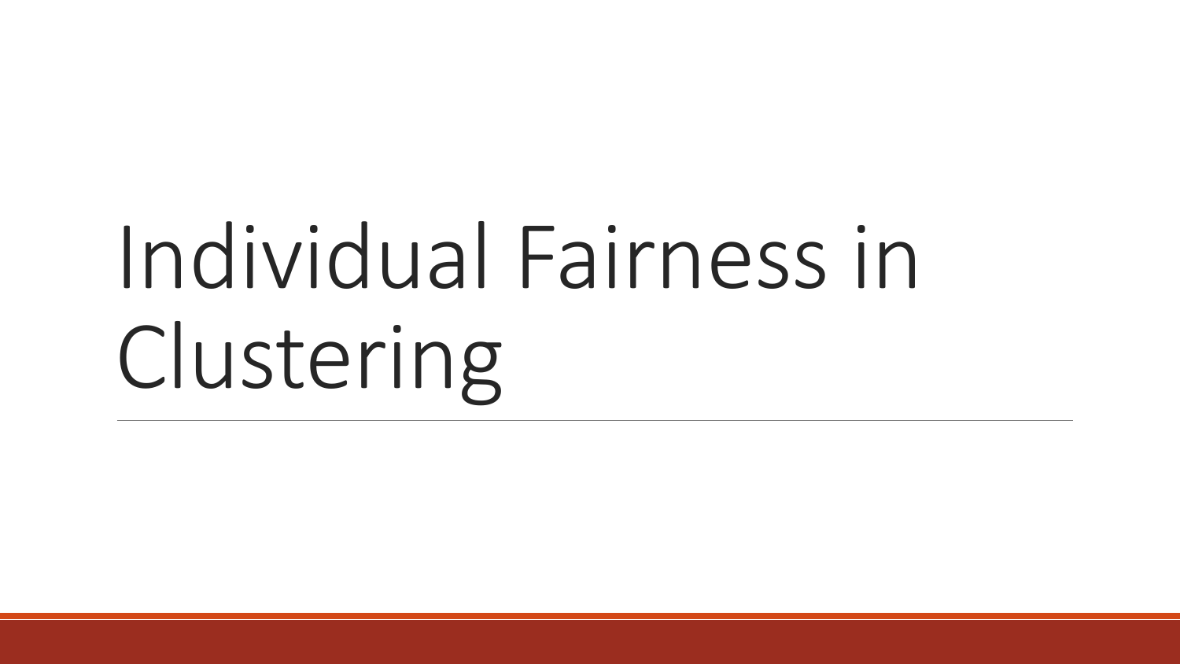# Individual Fairness in Clustering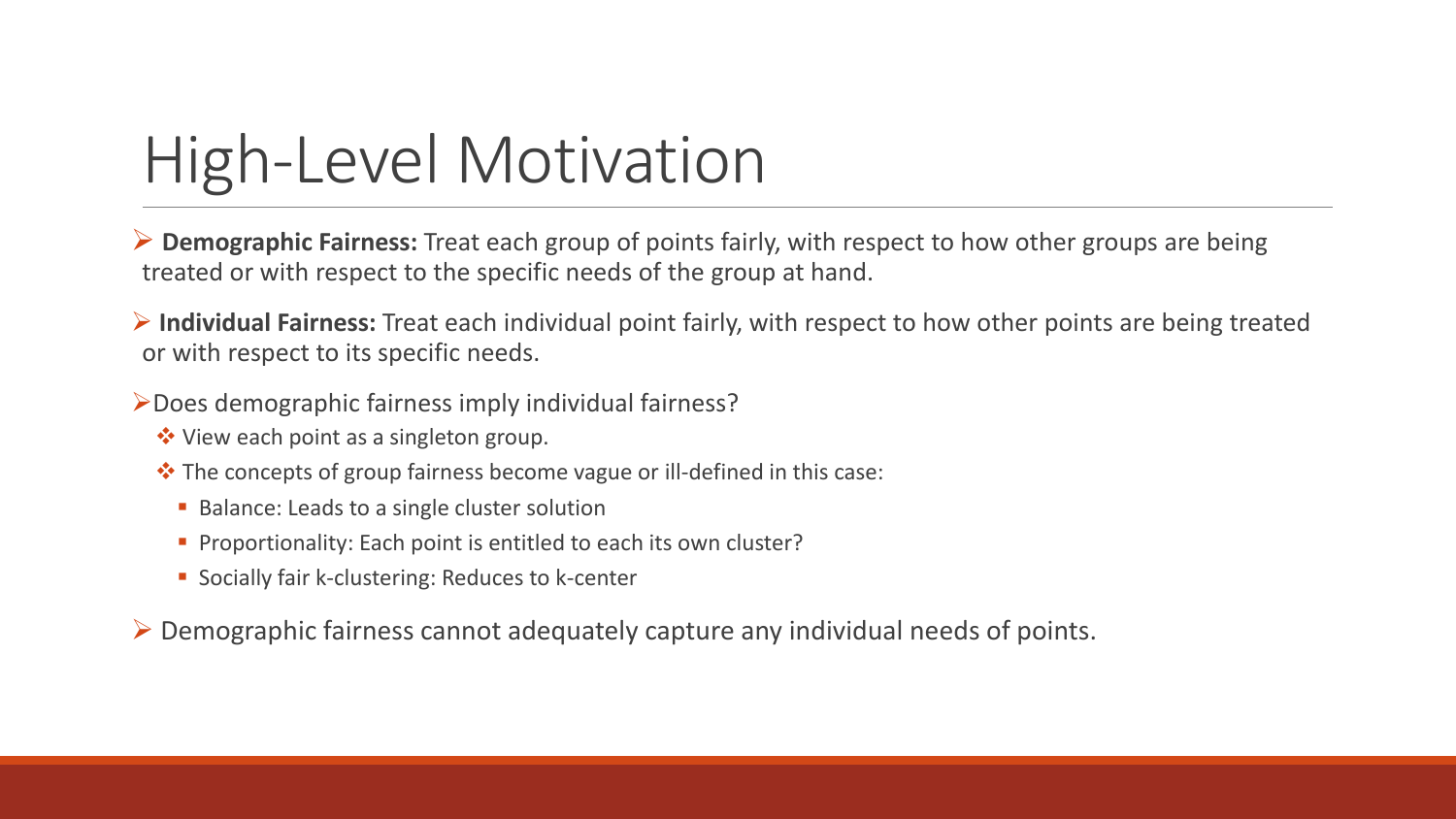# High-Level Motivation

- **Demographic Fairness:** Treat each group of points fairly, with respect to how other groups are being treated or with respect to the specific needs of the group at hand.
- **Individual Fairness:** Treat each individual point fairly, with respect to how other points are being treated or with respect to its specific needs.
- Does demographic fairness imply individual fairness?
  - View each point as a singleton group.
  - The concepts of group fairness become vague or ill-defined in this case:
    - Balance: Leads to a single cluster solution
    - Proportionality: Each point is entitled to each its own cluster?
    - Socially fair k-clustering: Reduces to k-center
- Demographic fairness cannot adequately capture any individual needs of points.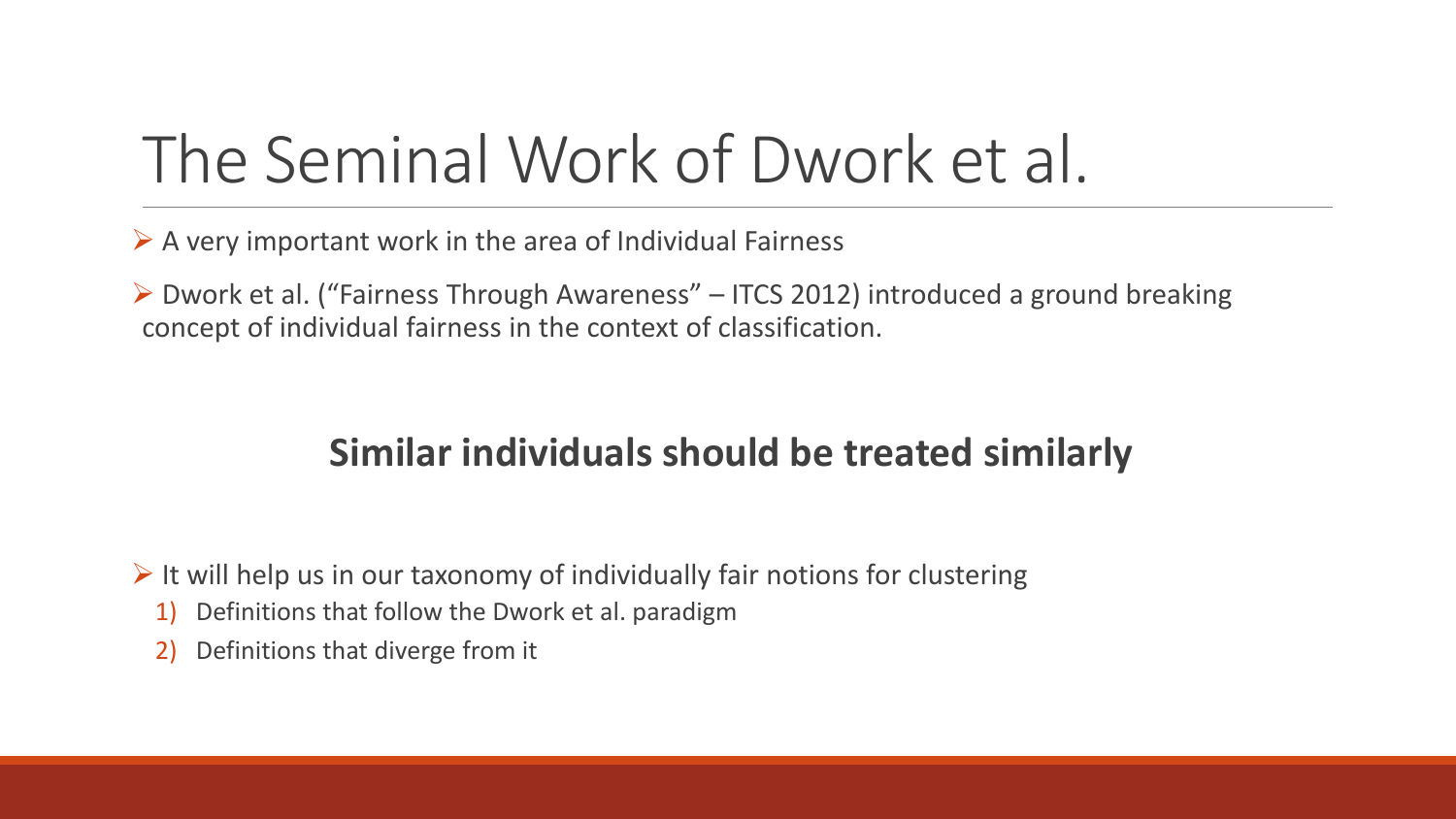# The Seminal Work of Dwork et al.

- A very important work in the area of Individual Fairness
- Dwork et al. ("Fairness Through Awareness" – ITCS 2012) introduced a ground breaking concept of individual fairness in the context of classification.

**Similar individuals should be treated similarly**

- It will help us in our taxonomy of individually fair notions for clustering
  1) Definitions that follow the Dwork et al. paradigm
  2) Definitions that diverge from it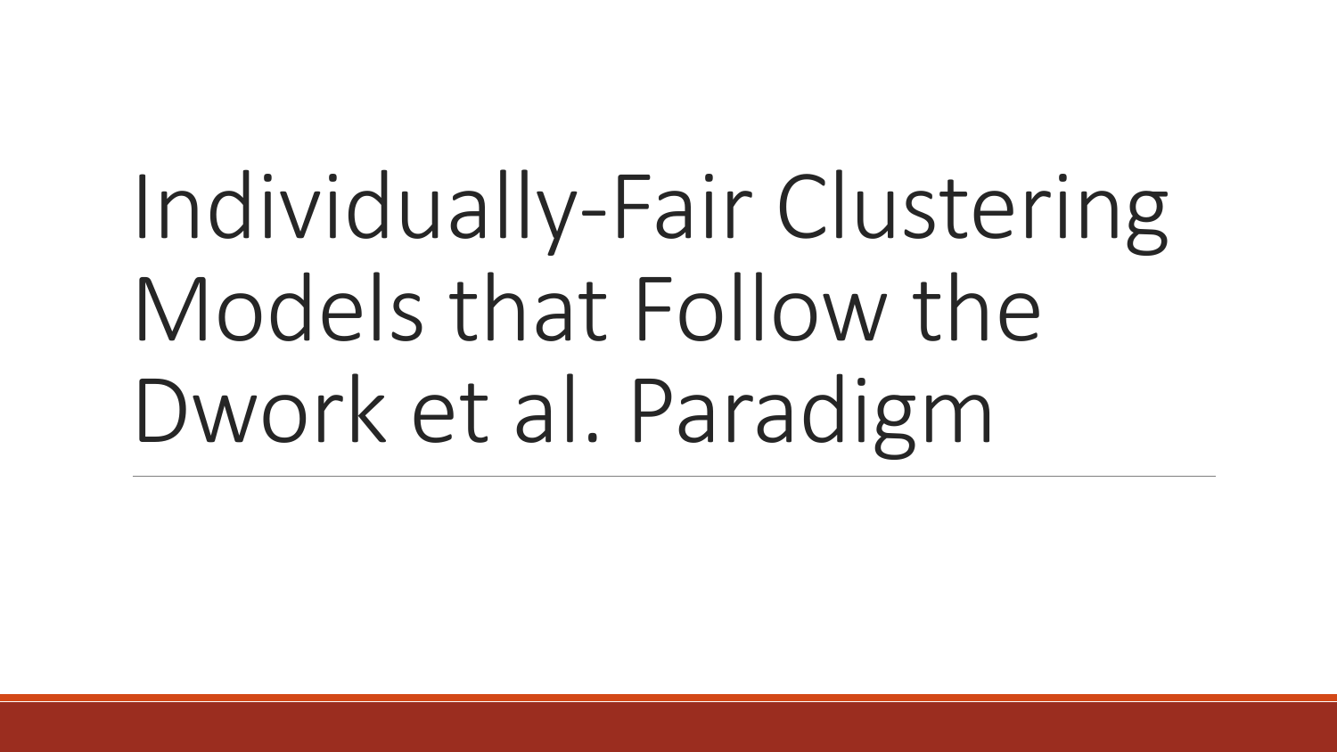# Individually-Fair Clustering Models that Follow the Dwork et al. Paradigm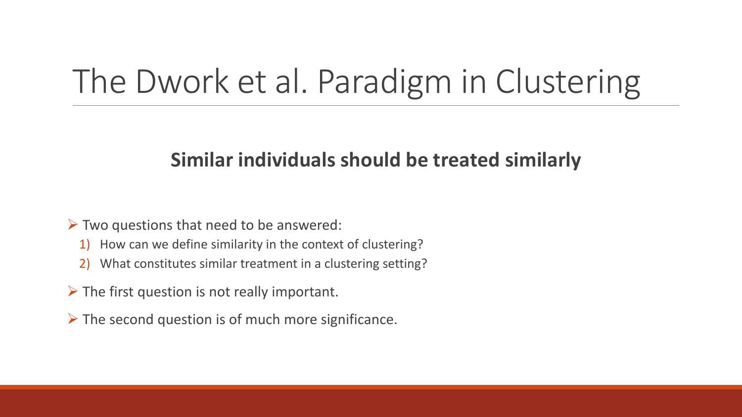# The Dwork et al. Paradigm in Clustering

**Similar individuals should be treated similarly**

- Two questions that need to be answered:
  1) How can we define similarity in the context of clustering?
  2) What constitutes similar treatment in a clustering setting?
- The first question is not really important.
- The second question is of much more significance.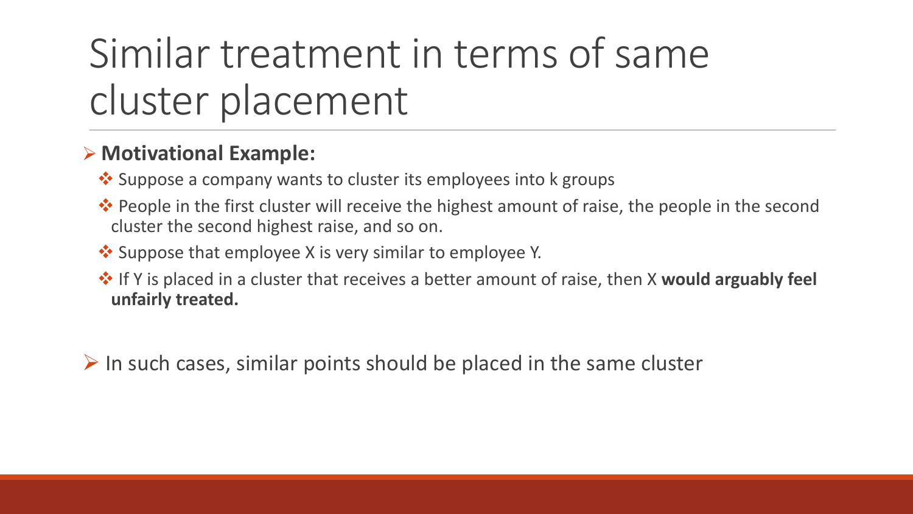# Similar treatment in terms of same cluster placement

- **Motivational Example:**
  - Suppose a company wants to cluster its employees into k groups
  - People in the first cluster will receive the highest amount of raise, the people in the second cluster the second highest raise, and so on.
  - Suppose that employee X is very similar to employee Y.
  - If Y is placed in a cluster that receives a better amount of raise, then X **would arguably feel unfairly treated.**

- In such cases, similar points should be placed in the same cluster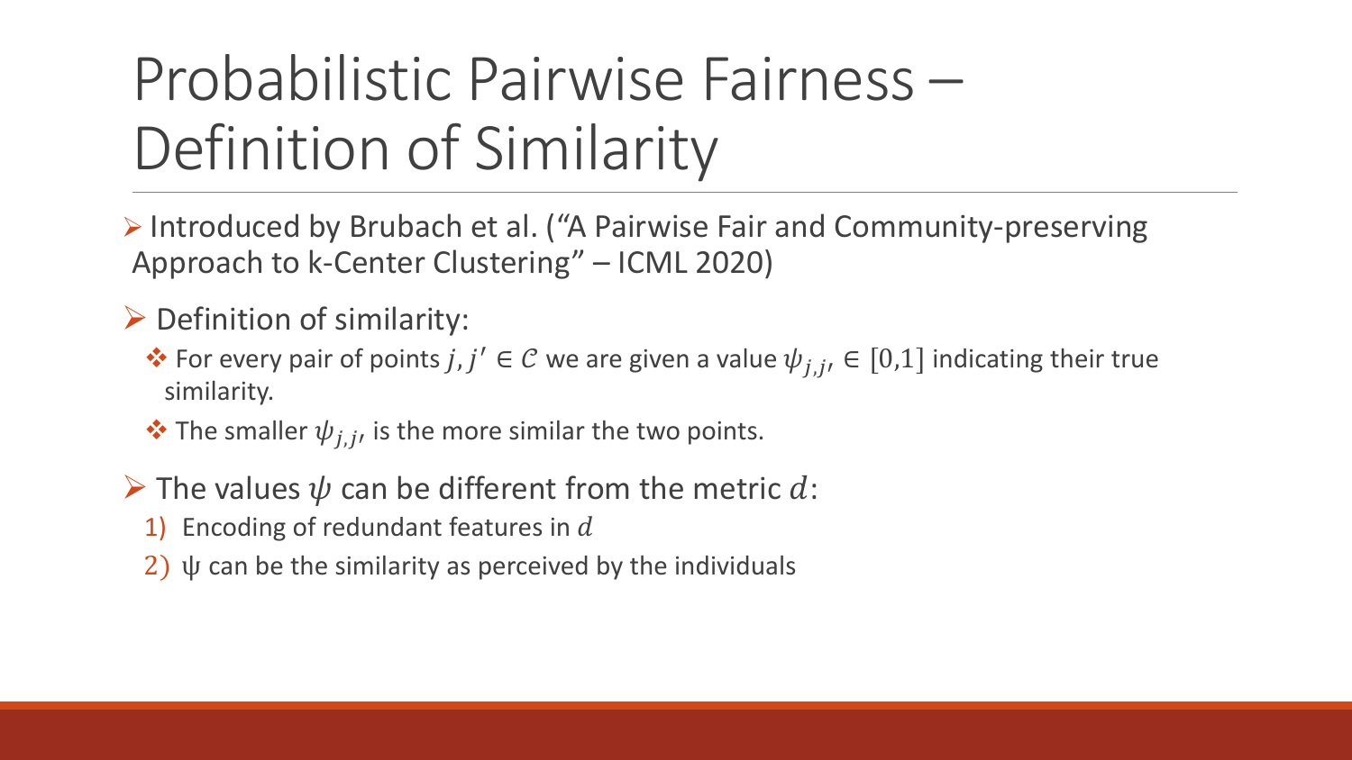# Probabilistic Pairwise Fairness – Definition of Similarity

- Introduced by Brubach et al. ("A Pairwise Fair and Community-preserving Approach to k-Center Clustering" – ICML 2020)
- Definition of similarity:
  - For every pair of points $j, j' \in \mathcal{C}$ we are given a value $\psi_{j,j'} \in [0,1]$ indicating their true similarity.
  - The smaller $\psi_{j,j'}$ is the more similar the two points.
- The values $\psi$ can be different from the metric $d$:
  1) Encoding of redundant features in $d$
  2) $\psi$ can be the similarity as perceived by the individuals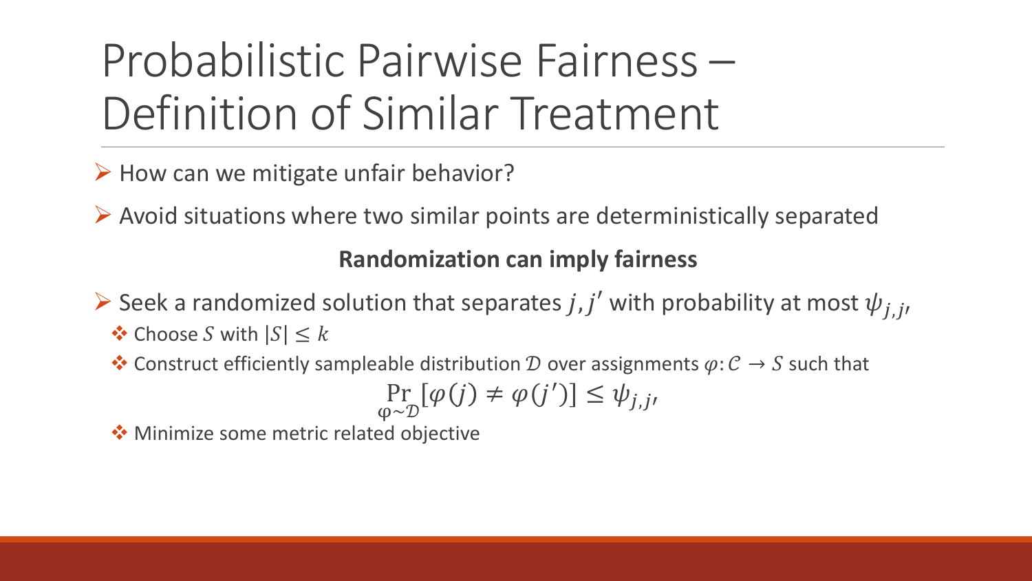# Probabilistic Pairwise Fairness – Definition of Similar Treatment

- How can we mitigate unfair behavior?
- Avoid situations where two similar points are deterministically separated

**Randomization can imply fairness**

- Seek a randomized solution that separates $j, j'$ with probability at most $\psi_{j,j'}$
  - Choose $S$ with $|S| \leq k$
  - Construct efficiently sampleable distribution $\mathcal{D}$ over assignments $\varphi: \mathcal{C} \rightarrow S$ such that

$$\Pr_{\varphi \sim \mathcal{D}}[\varphi(j) \neq \varphi(j')] \leq \psi_{j,j'}$$

  - Minimize some metric related objective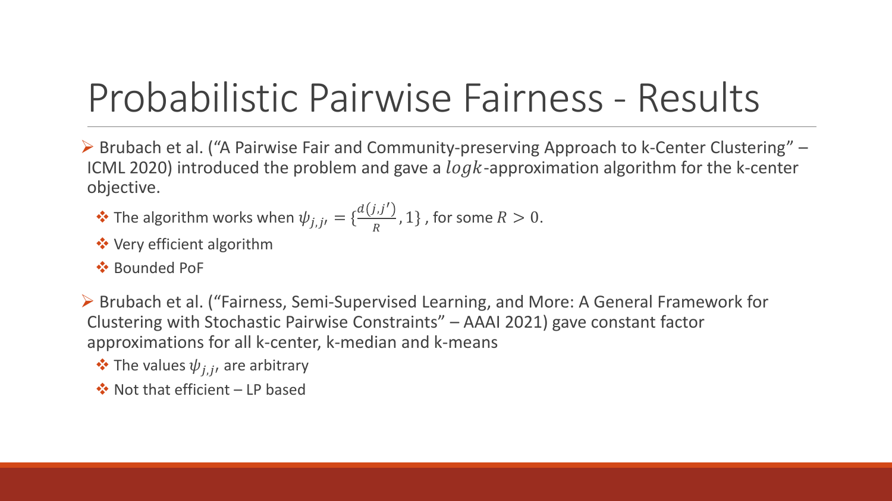# Probabilistic Pairwise Fairness - Results

- Brubach et al. ("A Pairwise Fair and Community-preserving Approach to k-Center Clustering" – ICML 2020) introduced the problem and gave a $logk$-approximation algorithm for the k-center objective.
  - The algorithm works when $\psi_{j,j'} = \{\frac{d(j,j')}{R}, 1\}$, for some $R > 0$.
  - Very efficient algorithm
  - Bounded PoF

- Brubach et al. ("Fairness, Semi-Supervised Learning, and More: A General Framework for Clustering with Stochastic Pairwise Constraints" – AAAI 2021) gave constant factor approximations for all k-center, k-median and k-means
  - The values $\psi_{j,j'}$ are arbitrary
  - Not that efficient – LP based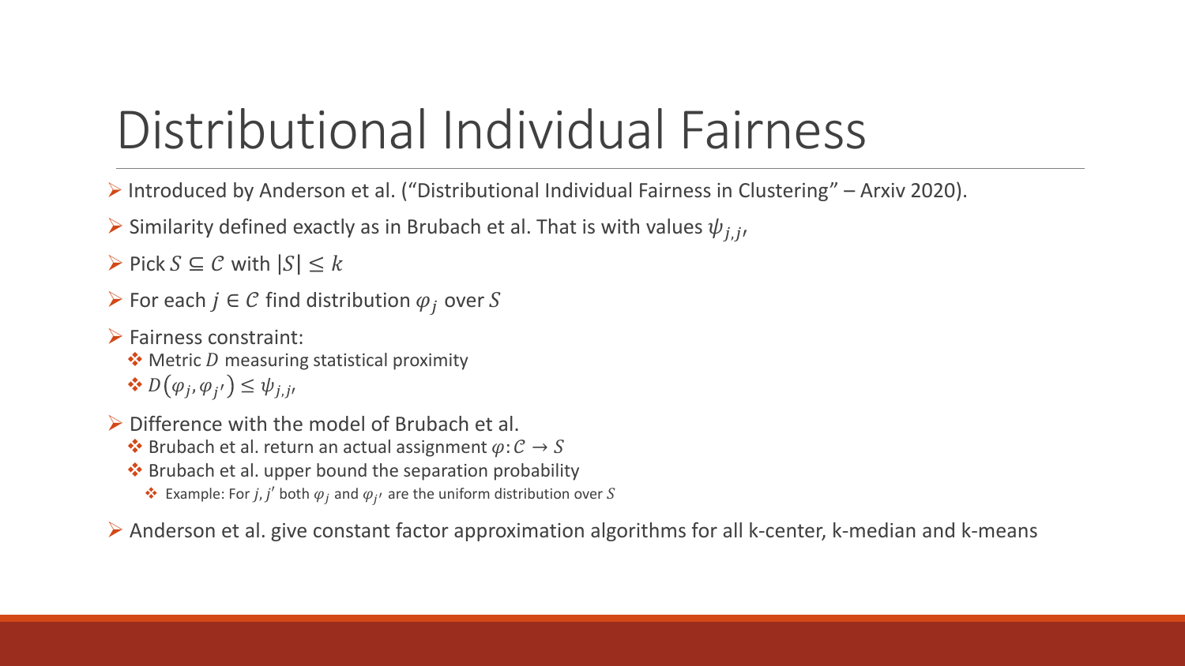# Distributional Individual Fairness

- Introduced by Anderson et al. ("Distributional Individual Fairness in Clustering" – Arxiv 2020).
- Similarity defined exactly as in Brubach et al. That is with values $\psi_{j,j'}$
- Pick $S \subseteq \mathcal{C}$ with $|S| \leq k$
- For each $j \in \mathcal{C}$ find distribution $\varphi_j$ over $S$
- Fairness constraint:
  - Metric $D$ measuring statistical proximity
  - $D(\varphi_j, \varphi_{j'}) \leq \psi_{j,j'}$
- Difference with the model of Brubach et al.
  - Brubach et al. return an actual assignment $\varphi: \mathcal{C} \rightarrow S$
  - Brubach et al. upper bound the separation probability
    - Example: For $j, j'$ both $\varphi_j$ and $\varphi_{j'}$ are the uniform distribution over $S$
- Anderson et al. give constant factor approximation algorithms for all k-center, k-median and k-means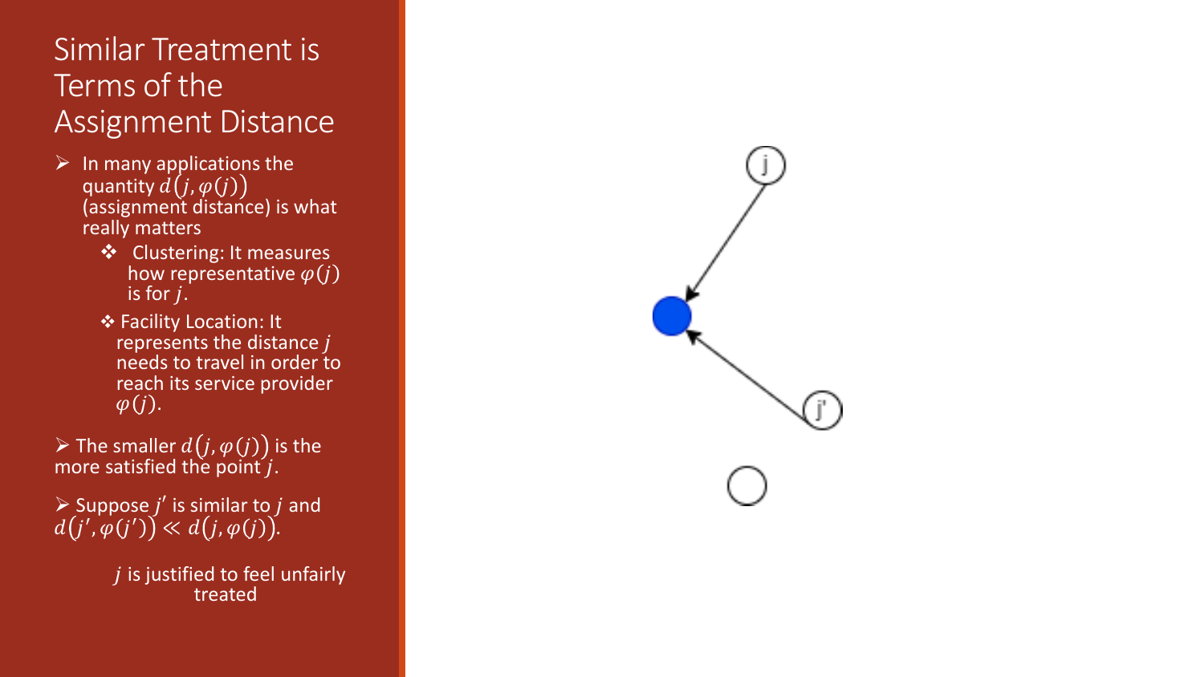# Similar Treatment is Terms of the Assignment Distance

- In many applications the quantity $d(j, \varphi(j))$ (assignment distance) is what really matters
  - Clustering: It measures how representative $\varphi(j)$ is for $j$.
  - Facility Location: It represents the distance $j$ needs to travel in order to reach its service provider $\varphi(j)$.
- The smaller $d(j, \varphi(j))$ is the more satisfied the point $j$.
- Suppose $j'$ is similar to $j$ and $d(j', \varphi(j')) \ll d(j, \varphi(j))$.

$j$ is justified to feel unfairly treated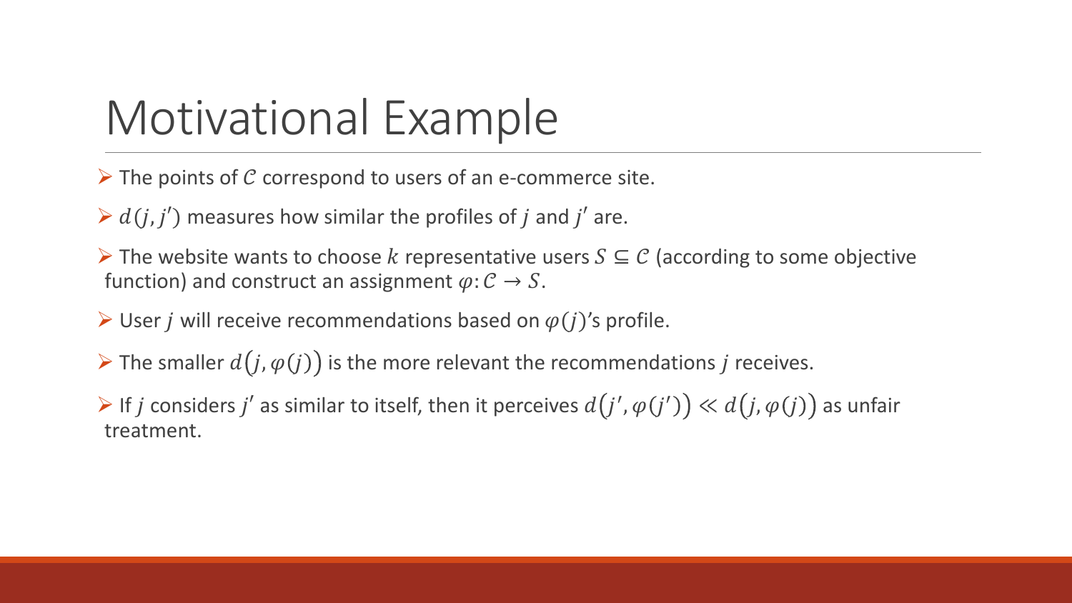# Motivational Example

- The points of $\mathcal{C}$ correspond to users of an e-commerce site.
- $d(j, j')$ measures how similar the profiles of $j$ and $j'$ are.
- The website wants to choose $k$ representative users $S \subseteq \mathcal{C}$ (according to some objective function) and construct an assignment $\varphi: \mathcal{C} \rightarrow S$.
- User $j$ will receive recommendations based on $\varphi(j)$'s profile.
- The smaller $d\big(j, \varphi(j)\big)$ is the more relevant the recommendations $j$ receives.
- If $j$ considers $j'$ as similar to itself, then it perceives $d\big(j', \varphi(j')\big) \ll d\big(j, \varphi(j)\big)$ as unfair treatment.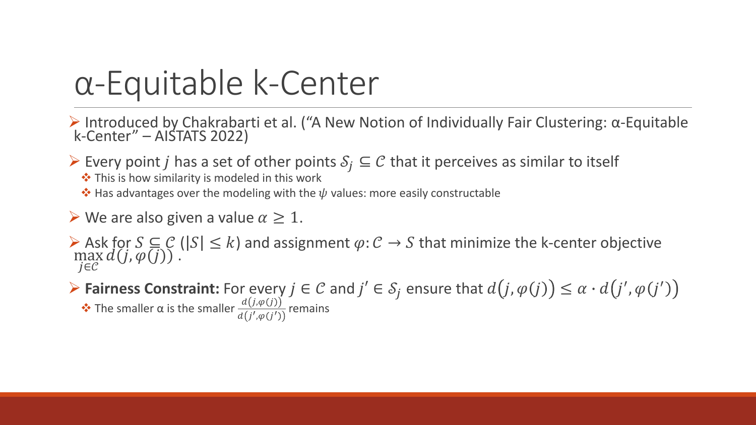# α-Equitable k-Center

- Introduced by Chakrabarti et al. ("A New Notion of Individually Fair Clustering: α-Equitable k-Center" – AISTATS 2022)
- Every point $j$ has a set of other points $\mathcal{S}_j \subseteq \mathcal{C}$ that it perceives as similar to itself
  - This is how similarity is modeled in this work
  - Has advantages over the modeling with the $\psi$ values: more easily constructable
- We are also given a value $\alpha \geq 1$.
- Ask for $S \subseteq \mathcal{C}$ ($|S| \leq k$) and assignment $\varphi: \mathcal{C} \rightarrow S$ that minimize the k-center objective $\max_{j \in \mathcal{C}} d(j, \varphi(j))$ .
- **Fairness Constraint:** For every $j \in \mathcal{C}$ and $j' \in \mathcal{S}_j$ ensure that $d(j, \varphi(j)) \leq \alpha \cdot d(j', \varphi(j'))$
  - The smaller α is the smaller $\frac{d(j,\varphi(j))}{d(j',\varphi(j'))}$ remains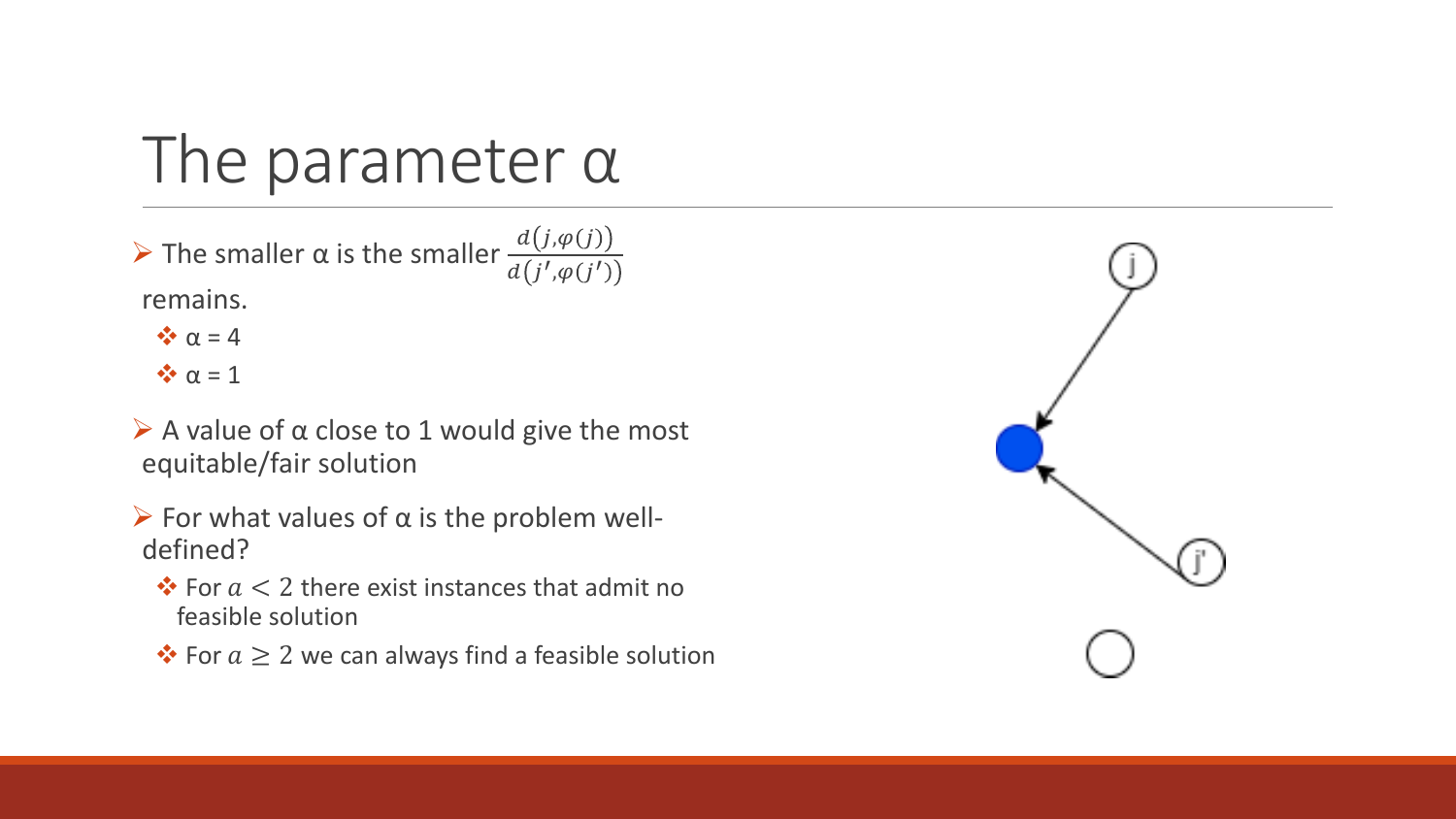# The parameter α

- The smaller α is the smaller $\frac{d(j,\varphi(j))}{d(j',\varphi(j'))}$ remains.
  - α = 4
  - α = 1
- A value of α close to 1 would give the most equitable/fair solution
- For what values of α is the problem well-defined?
  - For $\alpha < 2$ there exist instances that admit no feasible solution
  - For $\alpha \geq 2$ we can always find a feasible solution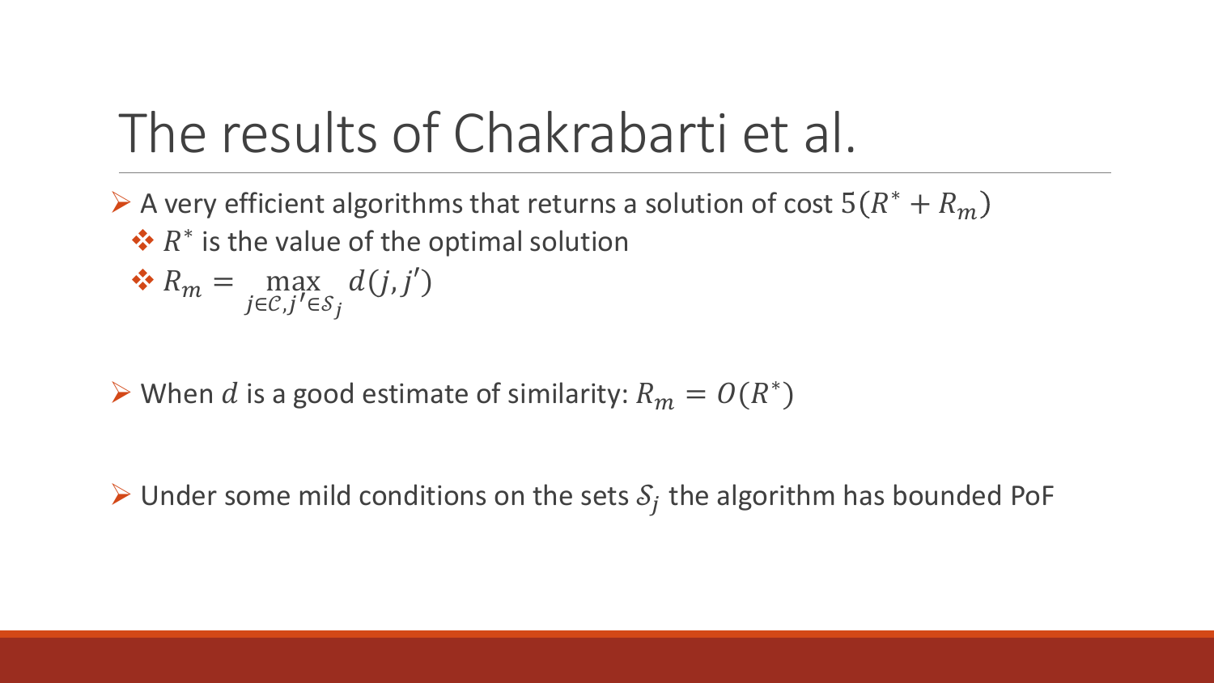# The results of Chakrabarti et al.

- A very efficient algorithms that returns a solution of cost $5(R^* + R_m)$
  - $R^*$ is the value of the optimal solution
  - $R_m = \max_{j \in \mathcal{C}, j' \in \mathcal{S}_j} d(j, j')$

- When $d$ is a good estimate of similarity: $R_m = O(R^*)$

- Under some mild conditions on the sets $\mathcal{S}_j$ the algorithm has bounded PoF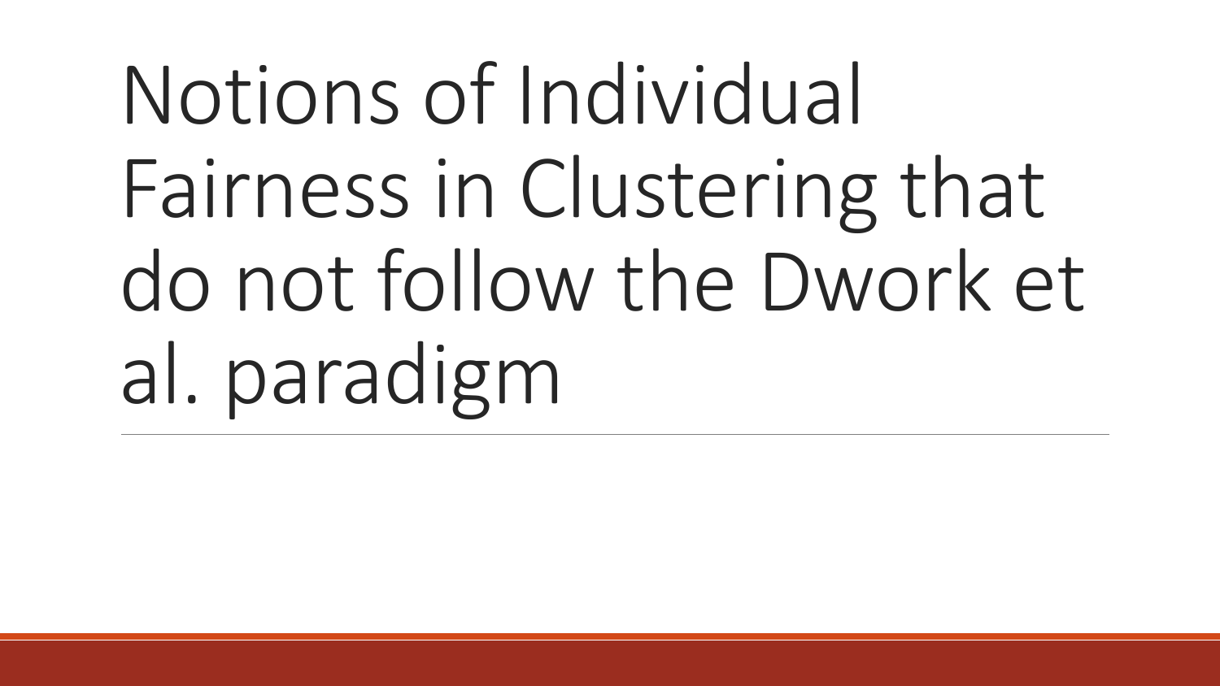# Notions of Individual Fairness in Clustering that do not follow the Dwork et al. paradigm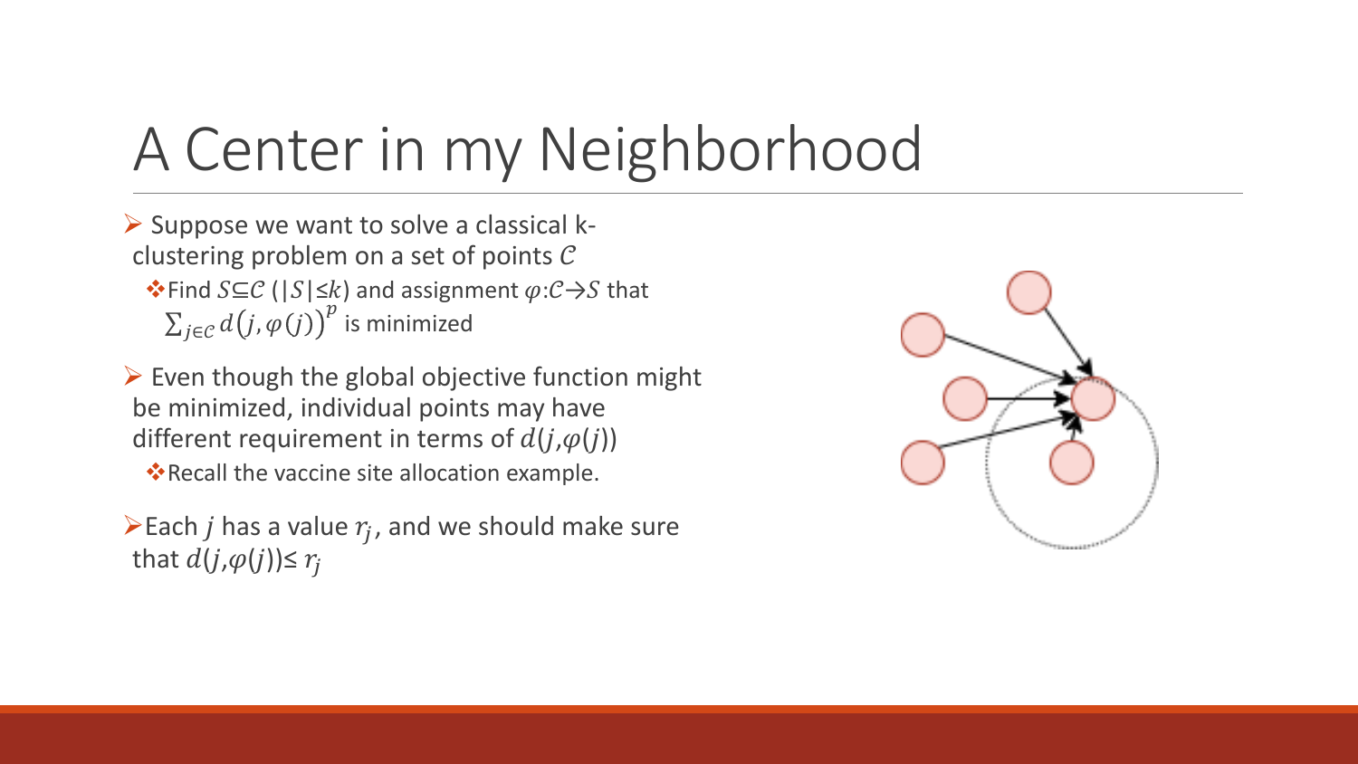# A Center in my Neighborhood

- Suppose we want to solve a classical k-clustering problem on a set of points $\mathcal{C}$
  - Find $S \subseteq \mathcal{C}$ ($|S| \leq k$) and assignment $\varphi: \mathcal{C} \to S$ that $\sum_{j \in \mathcal{C}} d(j, \varphi(j))^p$ is minimized
- Even though the global objective function might be minimized, individual points may have different requirement in terms of $d(j, \varphi(j))$
  - Recall the vaccine site allocation example.
- Each $j$ has a value $r_j$, and we should make sure that $d(j, \varphi(j)) \leq r_j$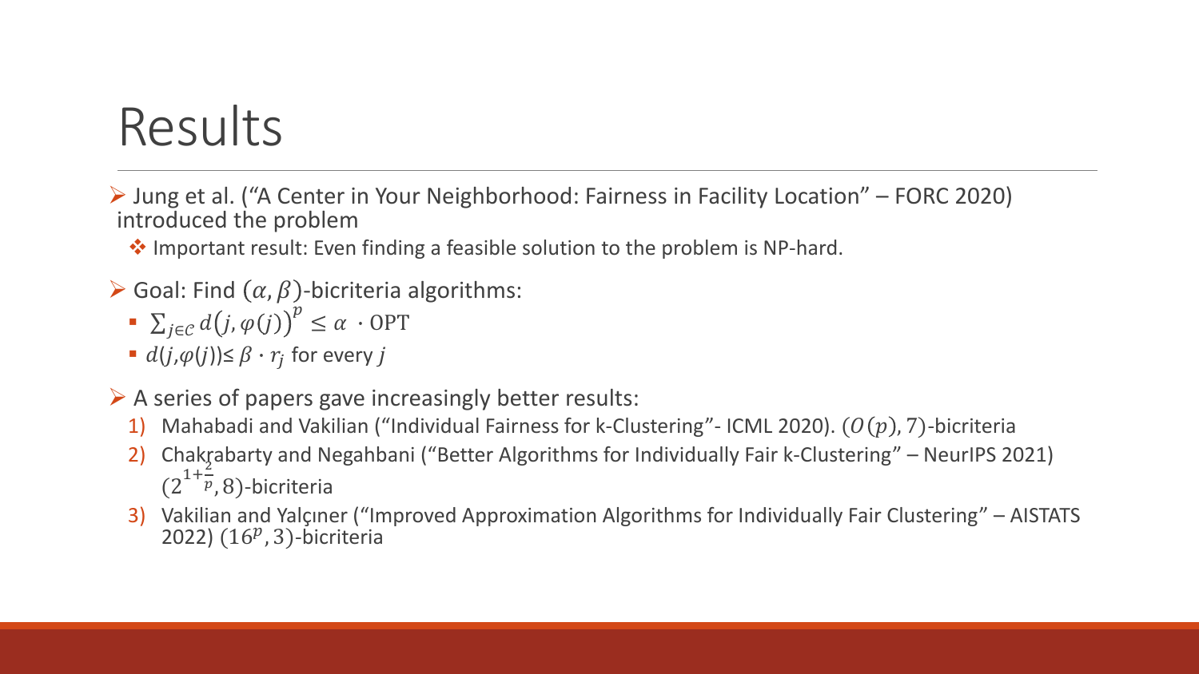# Results

- Jung et al. (“A Center in Your Neighborhood: Fairness in Facility Location” – FORC 2020) introduced the problem
  - Important result: Even finding a feasible solution to the problem is NP-hard.
- Goal: Find $(\alpha, \beta)$-bicriteria algorithms:
  - $\sum_{j \in C} d\big(j, \varphi(j)\big)^p \leq \alpha \cdot \mathrm{OPT}$
  - $d(j, \varphi(j)) \leq \beta \cdot r_j$ for every $j$
- A series of papers gave increasingly better results:
  1) Mahabadi and Vakilian (“Individual Fairness for k-Clustering”- ICML 2020). $(O(p), 7)$-bicriteria
  2) Chakrabarty and Negahbani (“Better Algorithms for Individually Fair k-Clustering” – NeurIPS 2021) $(2^{1+\frac{2}{p}}, 8)$-bicriteria
  3) Vakilian and Yalçıner (“Improved Approximation Algorithms for Individually Fair Clustering” – AISTATS 2022) $(16^p, 3)$-bicriteria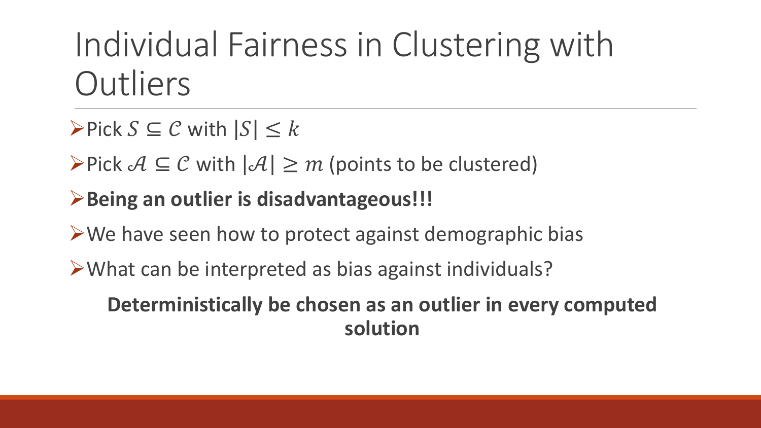# Individual Fairness in Clustering with Outliers

- Pick $S \subseteq \mathcal{C}$ with $|S| \leq k$
- Pick $\mathcal{A} \subseteq \mathcal{C}$ with $|\mathcal{A}| \geq m$ (points to be clustered)
- **Being an outlier is disadvantageous!!!**
- We have seen how to protect against demographic bias
- What can be interpreted as bias against individuals?

**Deterministically be chosen as an outlier in every computed solution**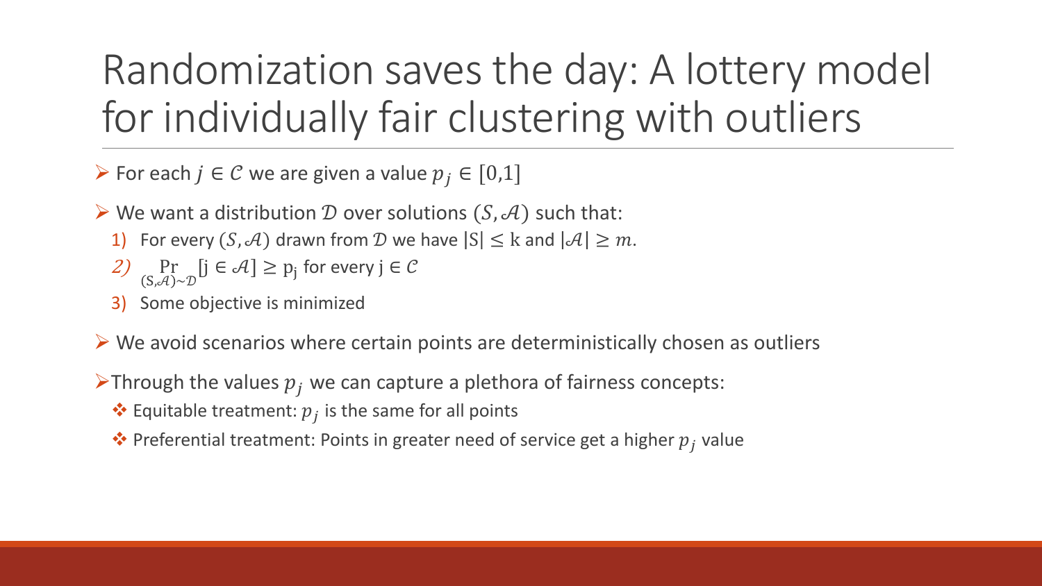# Randomization saves the day: A lottery model for individually fair clustering with outliers

- For each $j \in \mathcal{C}$ we are given a value $p_j \in [0,1]$
- We want a distribution $\mathcal{D}$ over solutions $(S, \mathcal{A})$ such that:
  1) For every $(S, \mathcal{A})$ drawn from $\mathcal{D}$ we have $|S| \leq k$ and $|\mathcal{A}| \geq m$.
  2) $\Pr_{(S,\mathcal{A})\sim\mathcal{D}}[j \in \mathcal{A}] \geq p_j$ for every $j \in \mathcal{C}$
  3) Some objective is minimized
- We avoid scenarios where certain points are deterministically chosen as outliers
- Through the values $p_j$ we can capture a plethora of fairness concepts:
  - Equitable treatment: $p_j$ is the same for all points
  - Preferential treatment: Points in greater need of service get a higher $p_j$ value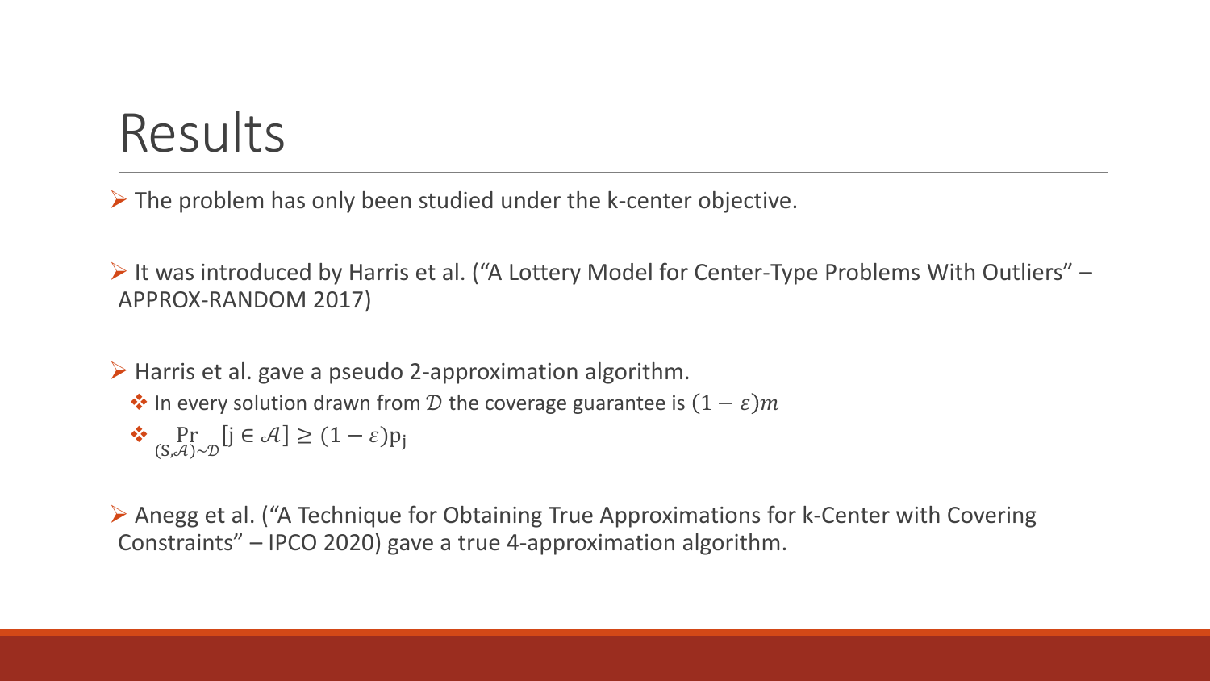# Results

- The problem has only been studied under the k-center objective.

- It was introduced by Harris et al. (“A Lottery Model for Center-Type Problems With Outliers” – APPROX-RANDOM 2017)

- Harris et al. gave a pseudo 2-approximation algorithm.
  - In every solution drawn from $\mathcal{D}$ the coverage guarantee is $(1-\varepsilon)m$
  - $\Pr_{(S,\mathcal{A})\sim\mathcal{D}}[j \in \mathcal{A}] \geq (1-\varepsilon)p_j$

- Anegg et al. (“A Technique for Obtaining True Approximations for k-Center with Covering Constraints” – IPCO 2020) gave a true 4-approximation algorithm.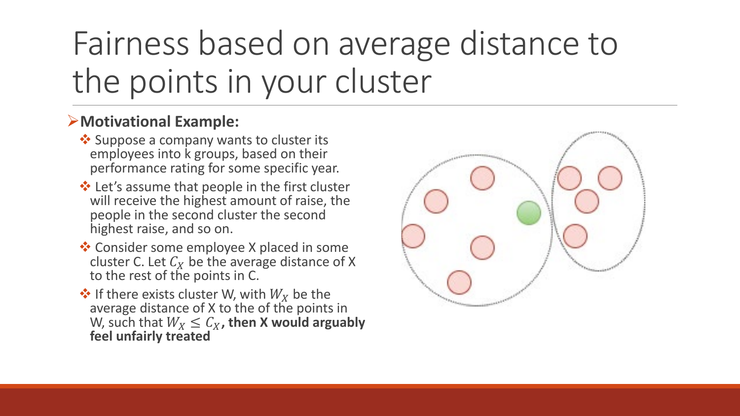# Fairness based on average distance to the points in your cluster

- **Motivational Example:**
  - Suppose a company wants to cluster its employees into k groups, based on their performance rating for some specific year.
  - Let's assume that people in the first cluster will receive the highest amount of raise, the people in the second cluster the second highest raise, and so on.
  - Consider some employee X placed in some cluster C. Let $C_X$ be the average distance of X to the rest of the points in C.
  - If there exists cluster W, with $W_X$ be the average distance of X to the of the points in W, such that $W_X \leq C_X$**, then X would arguably feel unfairly treated**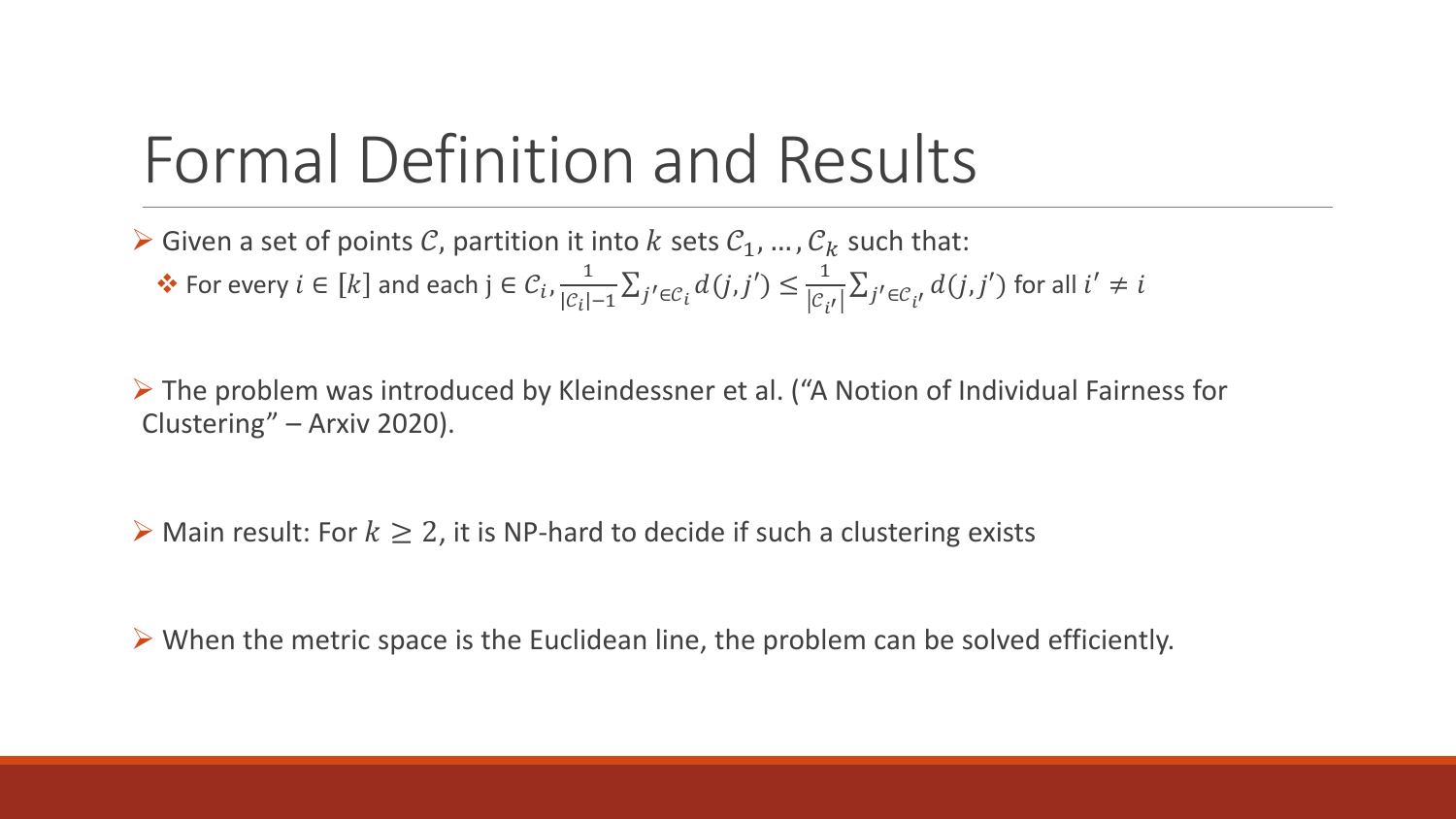# Formal Definition and Results

- Given a set of points $\mathcal{C}$, partition it into $k$ sets $\mathcal{C}_1, \ldots, \mathcal{C}_k$ such that:
  - For every $i \in [k]$ and each j $\in \mathcal{C}_i$, $\frac{1}{|\mathcal{C}_i|-1} \sum_{j' \in \mathcal{C}_i} d(j, j') \leq \frac{1}{|\mathcal{C}_{i'}|} \sum_{j' \in \mathcal{C}_{i'}} d(j, j')$ for all $i' \neq i$

- The problem was introduced by Kleindessner et al. ("A Notion of Individual Fairness for Clustering" – Arxiv 2020).

- Main result: For $k \geq 2$, it is NP-hard to decide if such a clustering exists

- When the metric space is the Euclidean line, the problem can be solved efficiently.